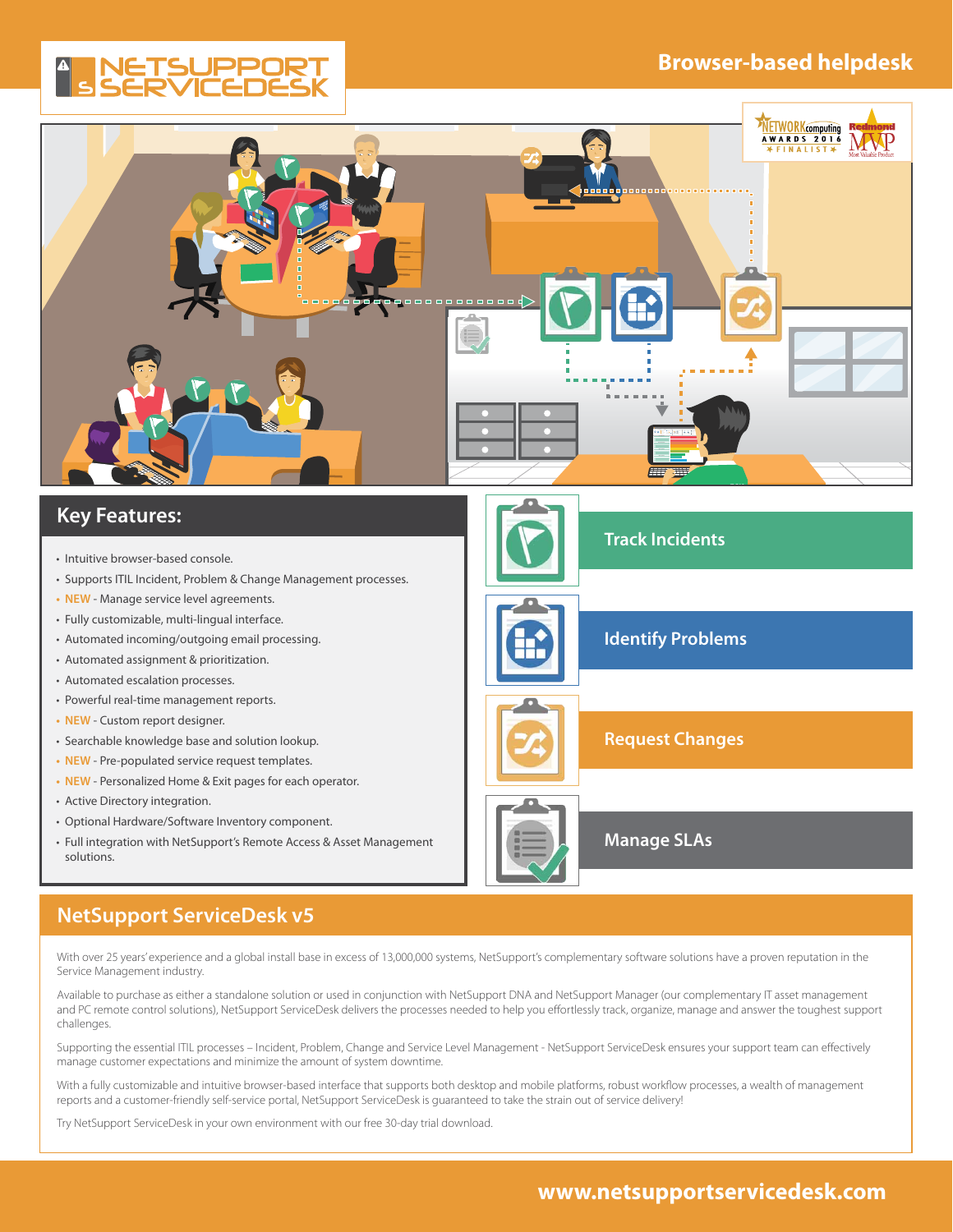# NETSUPPORT SERVICEDESK

## Browser-based helpdesk

## Key Features:

- Intuitive browser-based console.
- Supports ITIL Incident, Problem & Change Management processes.
- NEW - Manage service level agreements.
- Fully customizable, multi-lingual interface.
- Automated incoming/outgoing email processing.
- Automated assignment & prioritization.
- Automated escalation processes.
- Powerful real-time management reports.
- NEW - Custom report designer.
- Searchable knowledge base and solution lookup.
- NEW - Pre-populated service request templates.
- NEW - Personalized Home & Exit pages for each operator.
- Active Directory integration.
- Optional Hardware/Software Inventory component.
- Full integration with NetSupport's Remote Access & Asset Management solutions.

**Track Incidents**

**Identify Problems**

**Request Changes**

**Manage SLAs**

## NetSupport ServiceDesk v5

With over 25 years' experience and a global install base in excess of 13,000,000 systems, NetSupport's complementary software solutions have a proven reputation in the Service Management industry.

Available to purchase as either a standalone solution or used in conjunction with NetSupport DNA and NetSupport Manager (our complementary IT asset management and PC remote control solutions), NetSupport ServiceDesk delivers the processes needed to help you effortlessly track, organize, manage and answer the toughest support challenges.

Supporting the essential ITIL processes – Incident, Problem, Change and Service Level Management - NetSupport ServiceDesk ensures your support team can effectively manage customer expectations and minimize the amount of system downtime.

With a fully customizable and intuitive browser-based interface that supports both desktop and mobile platforms, robust workflow processes, a wealth of management reports and a customer-friendly self-service portal, NetSupport ServiceDesk is guaranteed to take the strain out of service delivery!

Try NetSupport ServiceDesk in your own environment with our free 30-day trial download.

**www.netsupportservicedesk.com**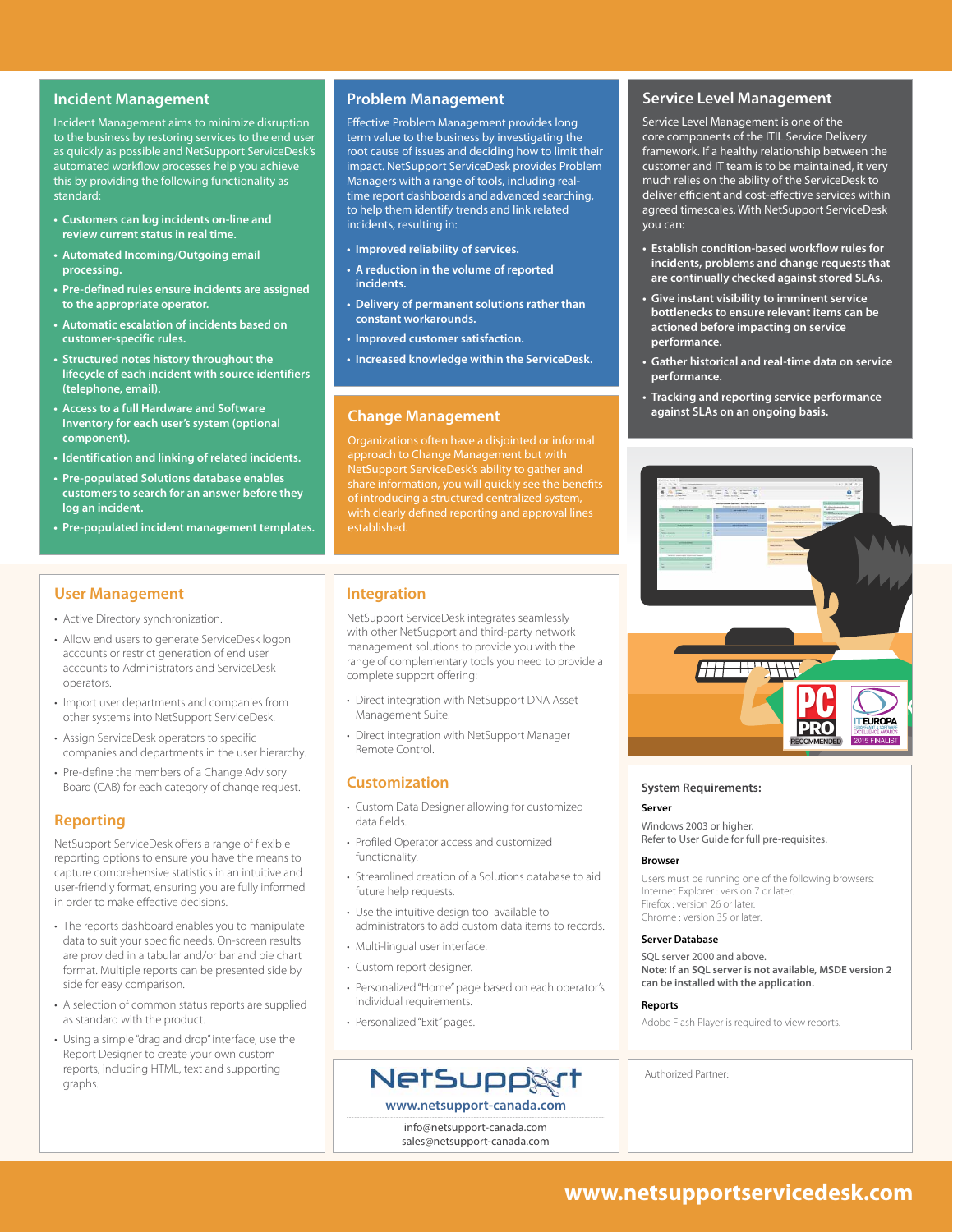## Incident Management

Incident Management aims to minimize disruption to the business by restoring services to the end user as quickly as possible and NetSupport ServiceDesk's automated workflow processes help you achieve this by providing the following functionality as standard:

- **Customers can log incidents on-line and review current status in real time.**
- **Automated Incoming/Outgoing email processing.**
- **Pre-defined rules ensure incidents are assigned to the appropriate operator.**
- **Automatic escalation of incidents based on customer-specific rules.**
- **Structured notes history throughout the lifecycle of each incident with source identifiers (telephone, email).**
- **Access to a full Hardware and Software Inventory for each user's system (optional component).**
- **Identification and linking of related incidents.**
- **Pre-populated Solutions database enables customers to search for an answer before they log an incident.**
- **Pre-populated incident management templates.**

## Problem Management

Effective Problem Management provides long term value to the business by investigating the root cause of issues and deciding how to limit their impact. NetSupport ServiceDesk provides Problem Managers with a range of tools, including real-time report dashboards and advanced searching, to help them identify trends and link related incidents, resulting in:

- **Improved reliability of services.**
- **A reduction in the volume of reported incidents.**
- **Delivery of permanent solutions rather than constant workarounds.**
- **Improved customer satisfaction.**
- **Increased knowledge within the ServiceDesk.**

## Change Management

Organizations often have a disjointed or informal approach to Change Management but with NetSupport ServiceDesk's ability to gather and share information, you will quickly see the benefits of introducing a structured centralized system, with clearly defined reporting and approval lines established.

## Service Level Management

Service Level Management is one of the core components of the ITIL Service Delivery framework. If a healthy relationship between the customer and IT team is to be maintained, it very much relies on the ability of the ServiceDesk to deliver efficient and cost-effective services within agreed timescales. With NetSupport ServiceDesk you can:

- **Establish condition-based workflow rules for incidents, problems and change requests that are continually checked against stored SLAs.**
- **Give instant visibility to imminent service bottlenecks to ensure relevant items can be actioned before impacting on service performance.**
- **Gather historical and real-time data on service performance.**
- **Tracking and reporting service performance against SLAs on an ongoing basis.**

## User Management

- Active Directory synchronization.
- Allow end users to generate ServiceDesk logon accounts or restrict generation of end user accounts to Administrators and ServiceDesk operators.
- Import user departments and companies from other systems into NetSupport ServiceDesk.
- Assign ServiceDesk operators to specific companies and departments in the user hierarchy.
- Pre-define the members of a Change Advisory Board (CAB) for each category of change request.

## Reporting

NetSupport ServiceDesk offers a range of flexible reporting options to ensure you have the means to capture comprehensive statistics in an intuitive and user-friendly format, ensuring you are fully informed in order to make effective decisions.

- The reports dashboard enables you to manipulate data to suit your specific needs. On-screen results are provided in a tabular and/or bar and pie chart format. Multiple reports can be presented side by side for easy comparison.
- A selection of common status reports are supplied as standard with the product.
- Using a simple "drag and drop" interface, use the Report Designer to create your own custom reports, including HTML, text and supporting graphs.

## Integration

NetSupport ServiceDesk integrates seamlessly with other NetSupport and third-party network management solutions to provide you with the range of complementary tools you need to provide a complete support offering:

- Direct integration with NetSupport DNA Asset Management Suite.
- Direct integration with NetSupport Manager Remote Control.

## Customization

- Custom Data Designer allowing for customized data fields.
- Profiled Operator access and customized functionality.
- Streamlined creation of a Solutions database to aid future help requests.
- Use the intuitive design tool available to administrators to add custom data items to records.
- Multi-lingual user interface.
- Custom report designer.
- Personalized "Home" page based on each operator's individual requirements.
- Personalized "Exit" pages.

PC PRO RECOMMENDED

IT EUROPA EUROPEAN IT & SOFTWARE EXCELLENCE AWARDS 2015 FINALIST

### System Requirements:

**Server**

Windows 2003 or higher.
Refer to User Guide for full pre-requisites.

**Browser**

Users must be running one of the following browsers:
Internet Explorer : version 7 or later.
Firefox : version 26 or later.
Chrome : version 35 or later.

**Server Database**

SQL server 2000 and above.
**Note: If an SQL server is not available, MSDE version 2 can be installed with the application.**

**Reports**

Adobe Flash Player is required to view reports.

**NetSupport**

**www.netsupport-canada.com**

info@netsupport-canada.com
sales@netsupport-canada.com

Authorized Partner:

**www.netsupportservicedesk.com**